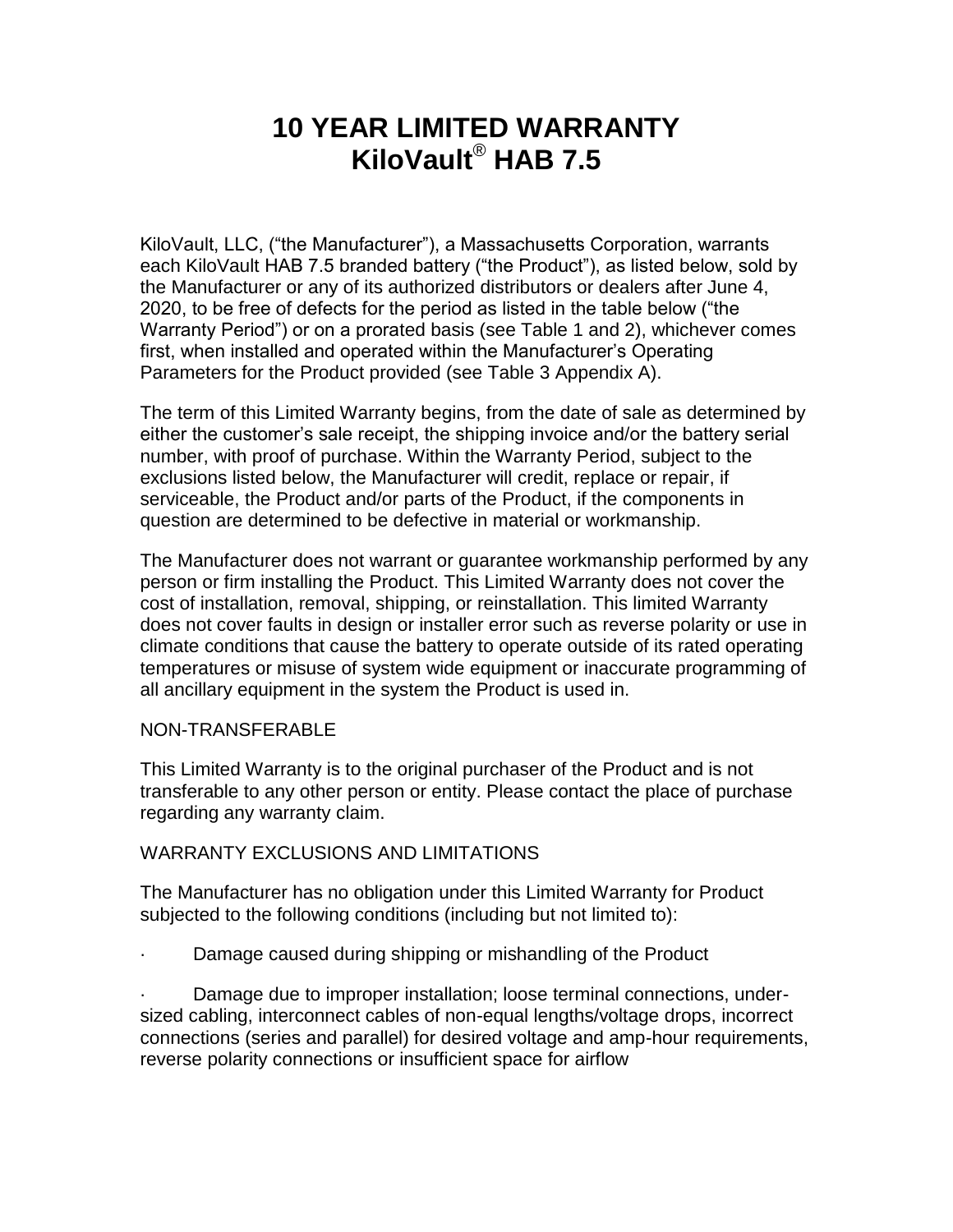# 10 YEAR LIMITED WARRANTY
# KiloVault® HAB 7.5

KiloVault, LLC, ("the Manufacturer"), a Massachusetts Corporation, warrants each KiloVault HAB 7.5 branded battery ("the Product"), as listed below, sold by the Manufacturer or any of its authorized distributors or dealers after June 4, 2020, to be free of defects for the period as listed in the table below ("the Warranty Period") or on a prorated basis (see Table 1 and 2), whichever comes first, when installed and operated within the Manufacturer's Operating Parameters for the Product provided (see Table 3 Appendix A).

The term of this Limited Warranty begins, from the date of sale as determined by either the customer's sale receipt, the shipping invoice and/or the battery serial number, with proof of purchase. Within the Warranty Period, subject to the exclusions listed below, the Manufacturer will credit, replace or repair, if serviceable, the Product and/or parts of the Product, if the components in question are determined to be defective in material or workmanship.

The Manufacturer does not warrant or guarantee workmanship performed by any person or firm installing the Product. This Limited Warranty does not cover the cost of installation, removal, shipping, or reinstallation. This limited Warranty does not cover faults in design or installer error such as reverse polarity or use in climate conditions that cause the battery to operate outside of its rated operating temperatures or misuse of system wide equipment or inaccurate programming of all ancillary equipment in the system the Product is used in.

NON-TRANSFERABLE

This Limited Warranty is to the original purchaser of the Product and is not transferable to any other person or entity. Please contact the place of purchase regarding any warranty claim.

WARRANTY EXCLUSIONS AND LIMITATIONS

The Manufacturer has no obligation under this Limited Warranty for Product subjected to the following conditions (including but not limited to):

- Damage caused during shipping or mishandling of the Product
- Damage due to improper installation; loose terminal connections, under-sized cabling, interconnect cables of non-equal lengths/voltage drops, incorrect connections (series and parallel) for desired voltage and amp-hour requirements, reverse polarity connections or insufficient space for airflow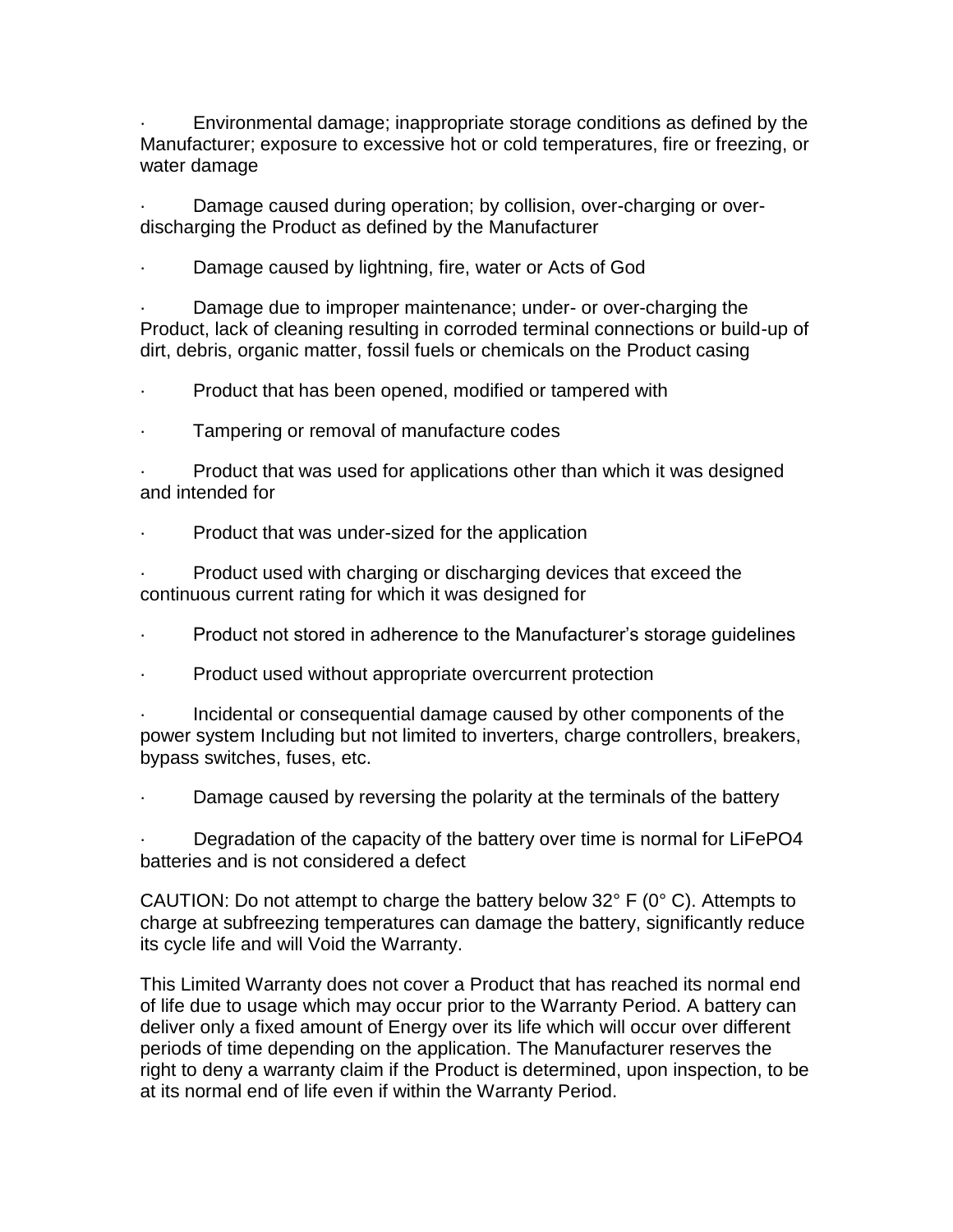- Environmental damage; inappropriate storage conditions as defined by the Manufacturer; exposure to excessive hot or cold temperatures, fire or freezing, or water damage

- Damage caused during operation; by collision, over-charging or over-discharging the Product as defined by the Manufacturer

- Damage caused by lightning, fire, water or Acts of God

- Damage due to improper maintenance; under- or over-charging the Product, lack of cleaning resulting in corroded terminal connections or build-up of dirt, debris, organic matter, fossil fuels or chemicals on the Product casing

- Product that has been opened, modified or tampered with

- Tampering or removal of manufacture codes

- Product that was used for applications other than which it was designed and intended for

- Product that was under-sized for the application

- Product used with charging or discharging devices that exceed the continuous current rating for which it was designed for

- Product not stored in adherence to the Manufacturer's storage guidelines

- Product used without appropriate overcurrent protection

- Incidental or consequential damage caused by other components of the power system Including but not limited to inverters, charge controllers, breakers, bypass switches, fuses, etc.

- Damage caused by reversing the polarity at the terminals of the battery

- Degradation of the capacity of the battery over time is normal for $LiFePO_4$ batteries and is not considered a defect

CAUTION: Do not attempt to charge the battery below 32° F (0° C). Attempts to charge at subfreezing temperatures can damage the battery, significantly reduce its cycle life and will Void the Warranty.

This Limited Warranty does not cover a Product that has reached its normal end of life due to usage which may occur prior to the Warranty Period. A battery can deliver only a fixed amount of Energy over its life which will occur over different periods of time depending on the application. The Manufacturer reserves the right to deny a warranty claim if the Product is determined, upon inspection, to be at its normal end of life even if within the Warranty Period.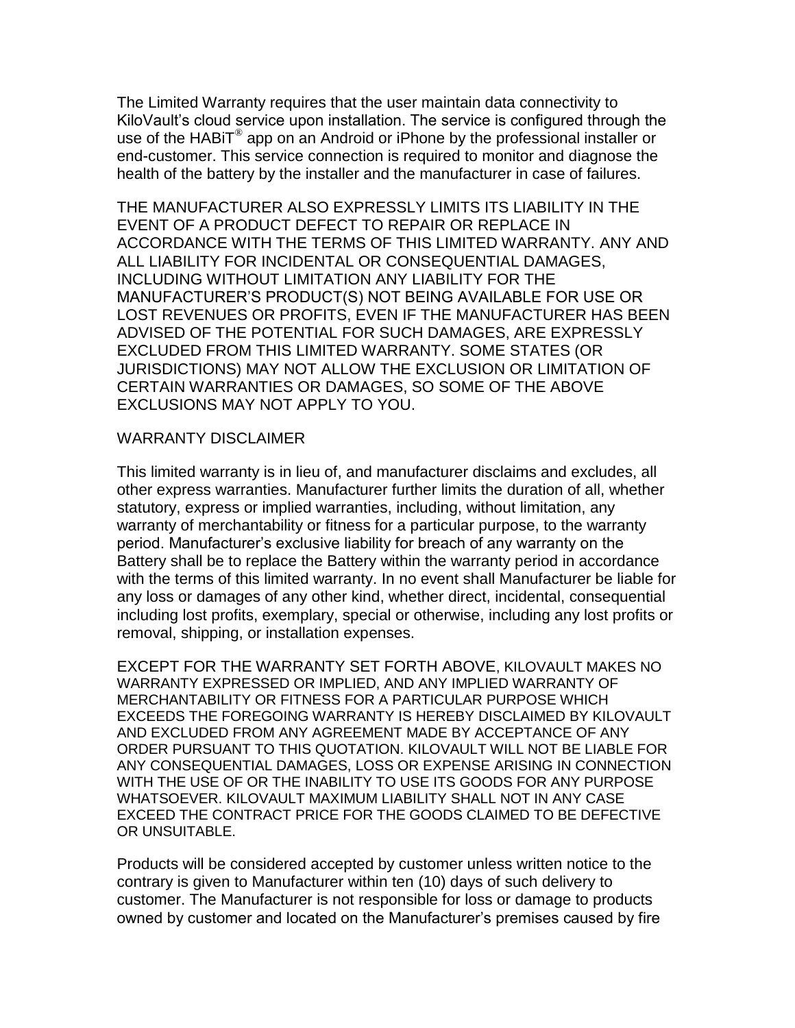The Limited Warranty requires that the user maintain data connectivity to KiloVault's cloud service upon installation. The service is configured through the use of the HABiT® app on an Android or iPhone by the professional installer or end-customer. This service connection is required to monitor and diagnose the health of the battery by the installer and the manufacturer in case of failures.

THE MANUFACTURER ALSO EXPRESSLY LIMITS ITS LIABILITY IN THE EVENT OF A PRODUCT DEFECT TO REPAIR OR REPLACE IN ACCORDANCE WITH THE TERMS OF THIS LIMITED WARRANTY. ANY AND ALL LIABILITY FOR INCIDENTAL OR CONSEQUENTIAL DAMAGES, INCLUDING WITHOUT LIMITATION ANY LIABILITY FOR THE MANUFACTURER'S PRODUCT(S) NOT BEING AVAILABLE FOR USE OR LOST REVENUES OR PROFITS, EVEN IF THE MANUFACTURER HAS BEEN ADVISED OF THE POTENTIAL FOR SUCH DAMAGES, ARE EXPRESSLY EXCLUDED FROM THIS LIMITED WARRANTY. SOME STATES (OR JURISDICTIONS) MAY NOT ALLOW THE EXCLUSION OR LIMITATION OF CERTAIN WARRANTIES OR DAMAGES, SO SOME OF THE ABOVE EXCLUSIONS MAY NOT APPLY TO YOU.

WARRANTY DISCLAIMER

This limited warranty is in lieu of, and manufacturer disclaims and excludes, all other express warranties. Manufacturer further limits the duration of all, whether statutory, express or implied warranties, including, without limitation, any warranty of merchantability or fitness for a particular purpose, to the warranty period. Manufacturer's exclusive liability for breach of any warranty on the Battery shall be to replace the Battery within the warranty period in accordance with the terms of this limited warranty. In no event shall Manufacturer be liable for any loss or damages of any other kind, whether direct, incidental, consequential including lost profits, exemplary, special or otherwise, including any lost profits or removal, shipping, or installation expenses.

EXCEPT FOR THE WARRANTY SET FORTH ABOVE, KILOVAULT MAKES NO WARRANTY EXPRESSED OR IMPLIED, AND ANY IMPLIED WARRANTY OF MERCHANTABILITY OR FITNESS FOR A PARTICULAR PURPOSE WHICH EXCEEDS THE FOREGOING WARRANTY IS HEREBY DISCLAIMED BY KILOVAULT AND EXCLUDED FROM ANY AGREEMENT MADE BY ACCEPTANCE OF ANY ORDER PURSUANT TO THIS QUOTATION. KILOVAULT WILL NOT BE LIABLE FOR ANY CONSEQUENTIAL DAMAGES, LOSS OR EXPENSE ARISING IN CONNECTION WITH THE USE OF OR THE INABILITY TO USE ITS GOODS FOR ANY PURPOSE WHATSOEVER. KILOVAULT MAXIMUM LIABILITY SHALL NOT IN ANY CASE EXCEED THE CONTRACT PRICE FOR THE GOODS CLAIMED TO BE DEFECTIVE OR UNSUITABLE.

Products will be considered accepted by customer unless written notice to the contrary is given to Manufacturer within ten (10) days of such delivery to customer. The Manufacturer is not responsible for loss or damage to products owned by customer and located on the Manufacturer's premises caused by fire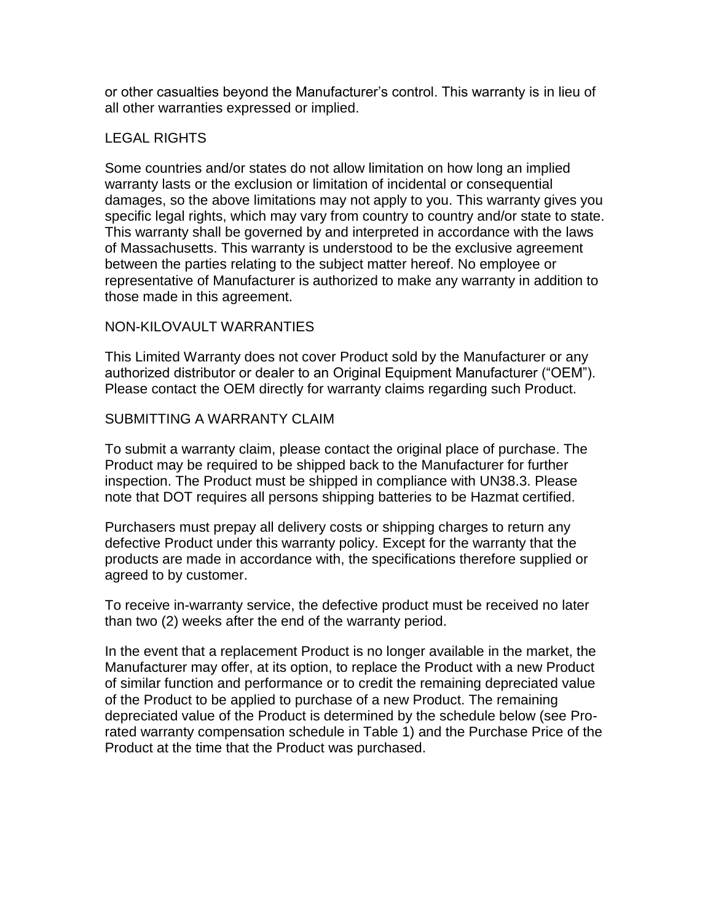or other casualties beyond the Manufacturer's control. This warranty is in lieu of all other warranties expressed or implied.

## LEGAL RIGHTS

Some countries and/or states do not allow limitation on how long an implied warranty lasts or the exclusion or limitation of incidental or consequential damages, so the above limitations may not apply to you. This warranty gives you specific legal rights, which may vary from country to country and/or state to state. This warranty shall be governed by and interpreted in accordance with the laws of Massachusetts. This warranty is understood to be the exclusive agreement between the parties relating to the subject matter hereof. No employee or representative of Manufacturer is authorized to make any warranty in addition to those made in this agreement.

## NON-KILOVAULT WARRANTIES

This Limited Warranty does not cover Product sold by the Manufacturer or any authorized distributor or dealer to an Original Equipment Manufacturer ("OEM"). Please contact the OEM directly for warranty claims regarding such Product.

## SUBMITTING A WARRANTY CLAIM

To submit a warranty claim, please contact the original place of purchase. The Product may be required to be shipped back to the Manufacturer for further inspection. The Product must be shipped in compliance with UN38.3. Please note that DOT requires all persons shipping batteries to be Hazmat certified.

Purchasers must prepay all delivery costs or shipping charges to return any defective Product under this warranty policy. Except for the warranty that the products are made in accordance with, the specifications therefore supplied or agreed to by customer.

To receive in-warranty service, the defective product must be received no later than two (2) weeks after the end of the warranty period.

In the event that a replacement Product is no longer available in the market, the Manufacturer may offer, at its option, to replace the Product with a new Product of similar function and performance or to credit the remaining depreciated value of the Product to be applied to purchase of a new Product. The remaining depreciated value of the Product is determined by the schedule below (see Pro-rated warranty compensation schedule in Table 1) and the Purchase Price of the Product at the time that the Product was purchased.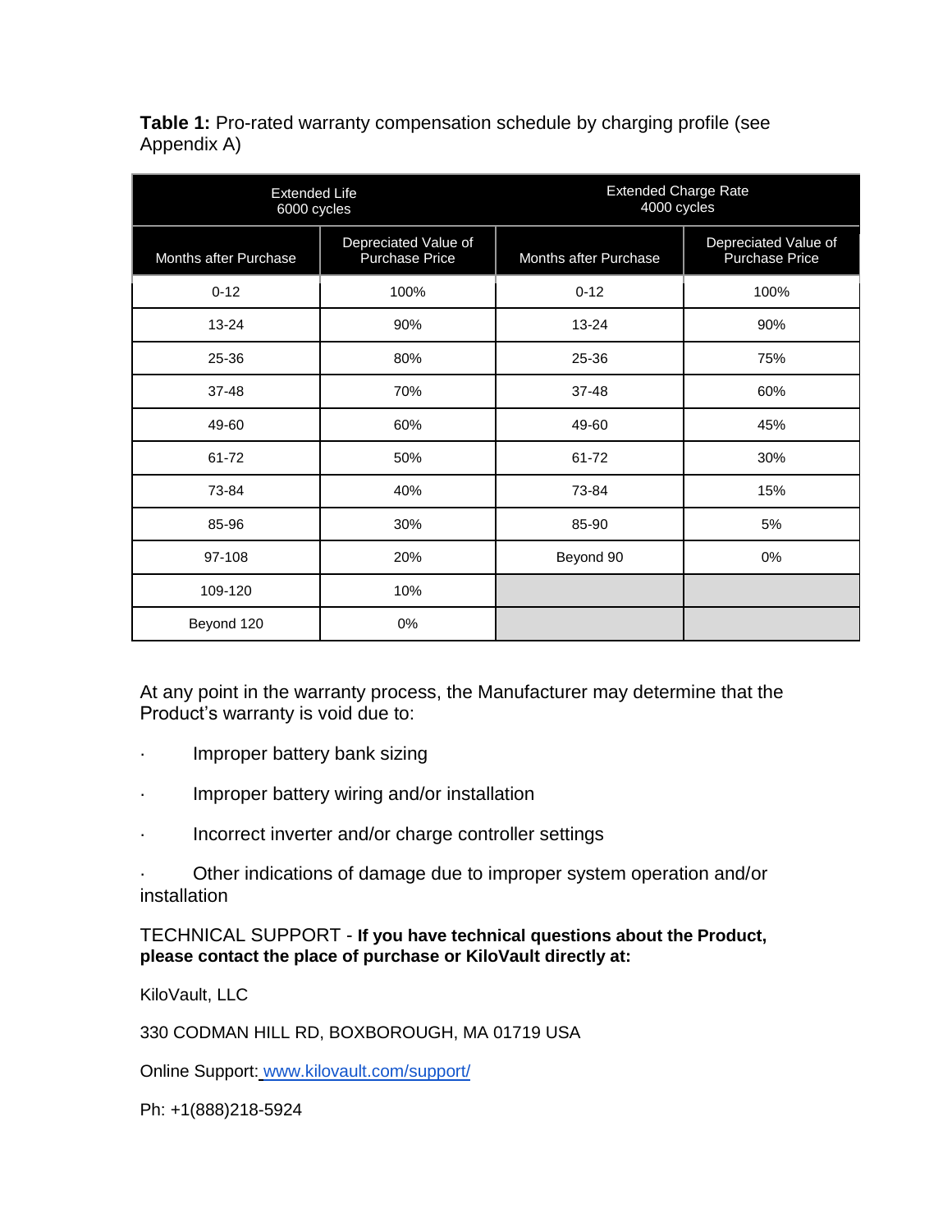**Table 1:** Pro-rated warranty compensation schedule by charging profile (see Appendix A)

| Extended Life 6000 cycles | | Extended Charge Rate 4000 cycles | |
|---|---|---|---|
| Months after Purchase | Depreciated Value of Purchase Price | Months after Purchase | Depreciated Value of Purchase Price |
| 0-12 | 100% | 0-12 | 100% |
| 13-24 | 90% | 13-24 | 90% |
| 25-36 | 80% | 25-36 | 75% |
| 37-48 | 70% | 37-48 | 60% |
| 49-60 | 60% | 49-60 | 45% |
| 61-72 | 50% | 61-72 | 30% |
| 73-84 | 40% | 73-84 | 15% |
| 85-96 | 30% | 85-90 | 5% |
| 97-108 | 20% | Beyond 90 | 0% |
| 109-120 | 10% | | |
| Beyond 120 | 0% | | |

At any point in the warranty process, the Manufacturer may determine that the Product's warranty is void due to:

- Improper battery bank sizing
- Improper battery wiring and/or installation
- Incorrect inverter and/or charge controller settings
- Other indications of damage due to improper system operation and/or installation

TECHNICAL SUPPORT - **If you have technical questions about the Product, please contact the place of purchase or KiloVault directly at:**

KiloVault, LLC

330 CODMAN HILL RD, BOXBOROUGH, MA 01719 USA

Online Support: www.kilovault.com/support/

Ph: +1(888)218-5924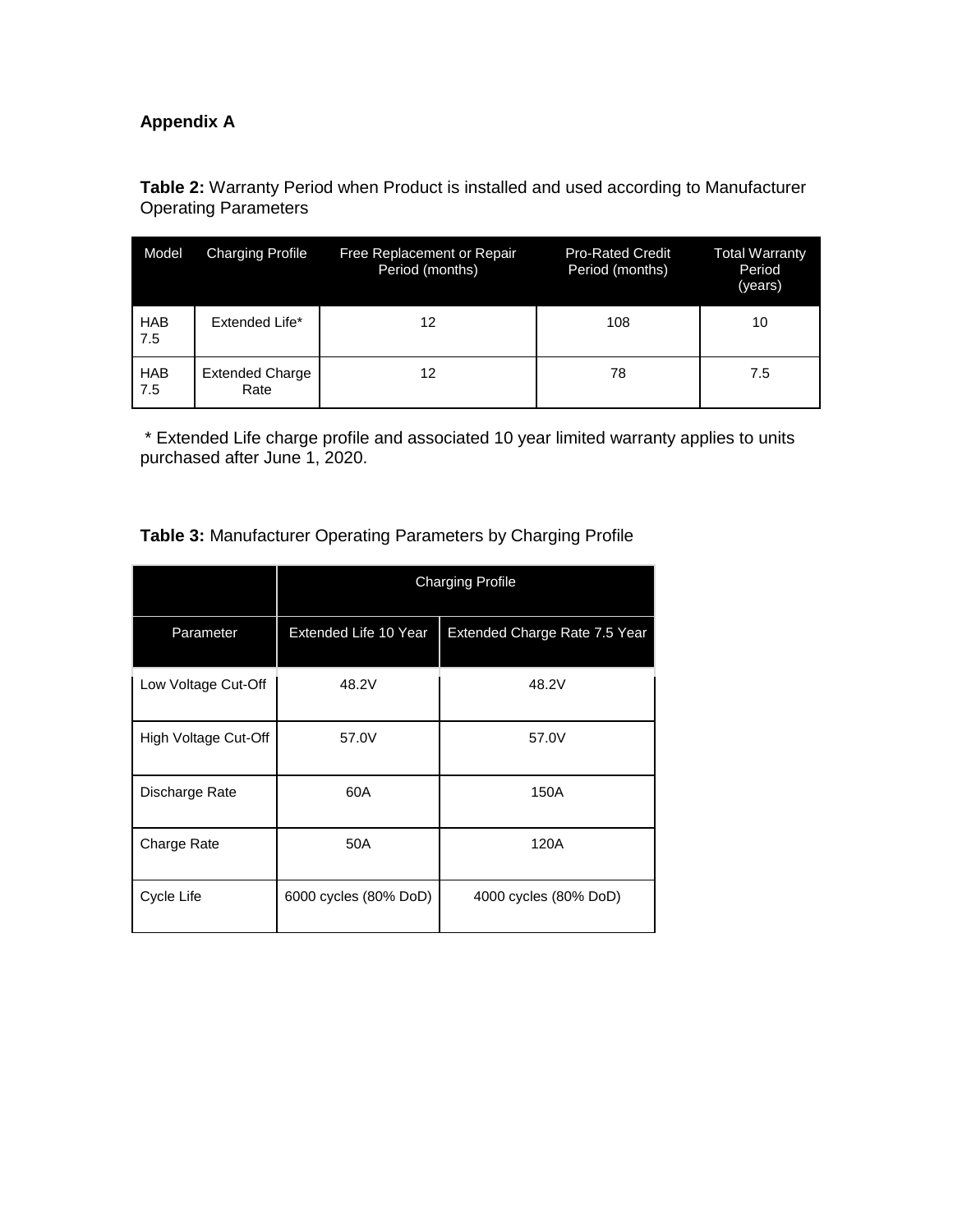**Appendix A**

**Table 2:** Warranty Period when Product is installed and used according to Manufacturer Operating Parameters

| Model | Charging Profile | Free Replacement or Repair Period (months) | Pro-Rated Credit Period (months) | Total Warranty Period (years) |
|---|---|---|---|---|
| HAB 7.5 | Extended Life* | 12 | 108 | 10 |
| HAB 7.5 | Extended Charge Rate | 12 | 78 | 7.5 |

\* Extended Life charge profile and associated 10 year limited warranty applies to units purchased after June 1, 2020.

**Table 3:** Manufacturer Operating Parameters by Charging Profile

| | Charging Profile | |
|---|---|---|
| Parameter | Extended Life 10 Year | Extended Charge Rate 7.5 Year |
| Low Voltage Cut-Off | 48.2V | 48.2V |
| High Voltage Cut-Off | 57.0V | 57.0V |
| Discharge Rate | 60A | 150A |
| Charge Rate | 50A | 120A |
| Cycle Life | 6000 cycles (80% DoD) | 4000 cycles (80% DoD) |